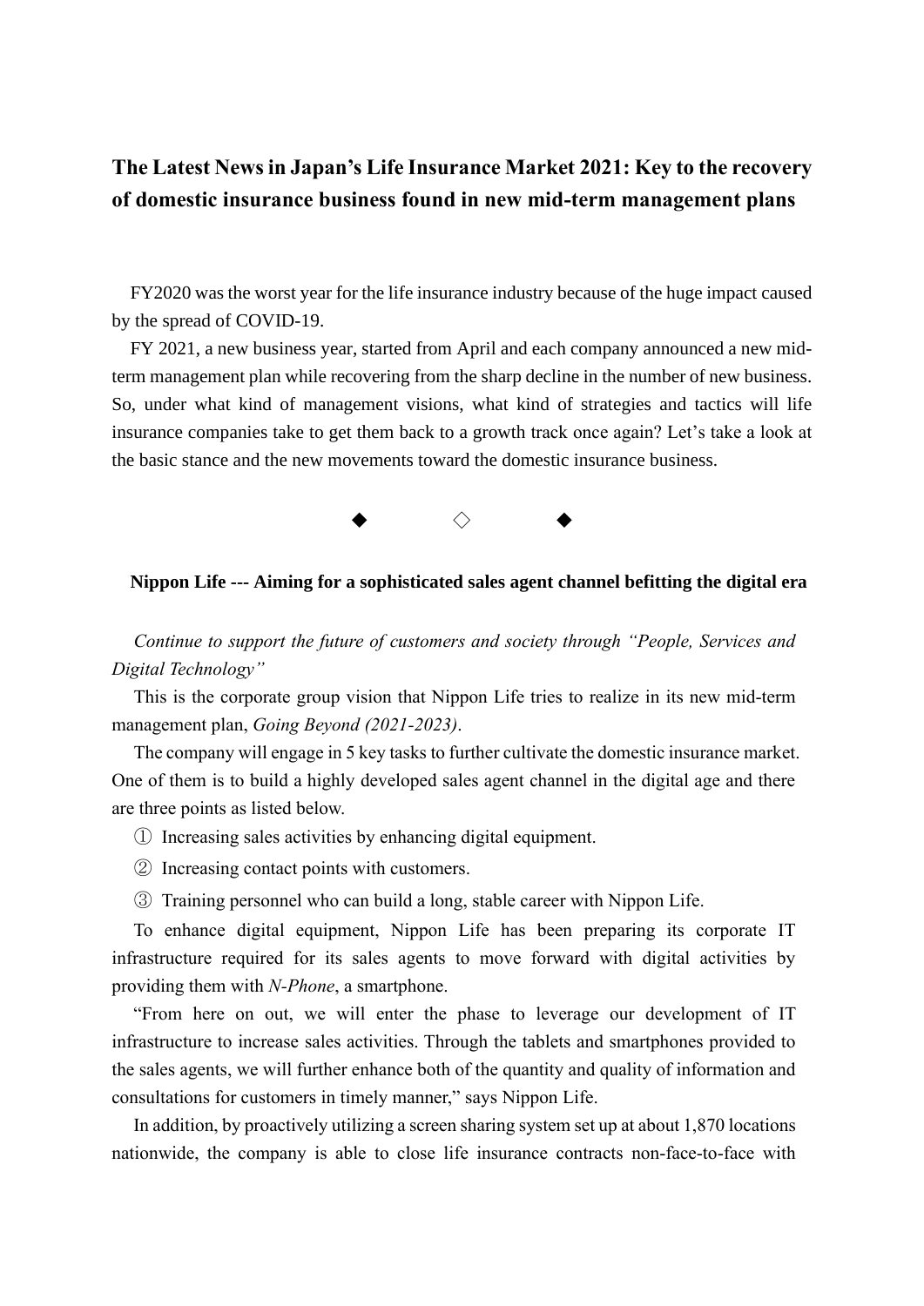# The Latest News in Japan's Life Insurance Market 2021: Key to the recovery of domestic insurance business found in new mid-term management plans

FY2020 was the worst year for the life insurance industry because of the huge impact caused by the spread of COVID-19.

FY 2021, a new business year, started from April and each company announced a new mid-term management plan while recovering from the sharp decline in the number of new business. So, under what kind of management visions, what kind of strategies and tactics will life insurance companies take to get them back to a growth track once again? Let's take a look at the basic stance and the new movements toward the domestic insurance business.

◆　◇　◆

### Nippon Life --- Aiming for a sophisticated sales agent channel befitting the digital era

*Continue to support the future of customers and society through "People, Services and Digital Technology"*

This is the corporate group vision that Nippon Life tries to realize in its new mid-term management plan, *Going Beyond (2021-2023)*.

The company will engage in 5 key tasks to further cultivate the domestic insurance market. One of them is to build a highly developed sales agent channel in the digital age and there are three points as listed below.

① Increasing sales activities by enhancing digital equipment.

② Increasing contact points with customers.

③ Training personnel who can build a long, stable career with Nippon Life.

To enhance digital equipment, Nippon Life has been preparing its corporate IT infrastructure required for its sales agents to move forward with digital activities by providing them with *N-Phone*, a smartphone.

"From here on out, we will enter the phase to leverage our development of IT infrastructure to increase sales activities. Through the tablets and smartphones provided to the sales agents, we will further enhance both of the quantity and quality of information and consultations for customers in timely manner," says Nippon Life.

In addition, by proactively utilizing a screen sharing system set up at about 1,870 locations nationwide, the company is able to close life insurance contracts non-face-to-face with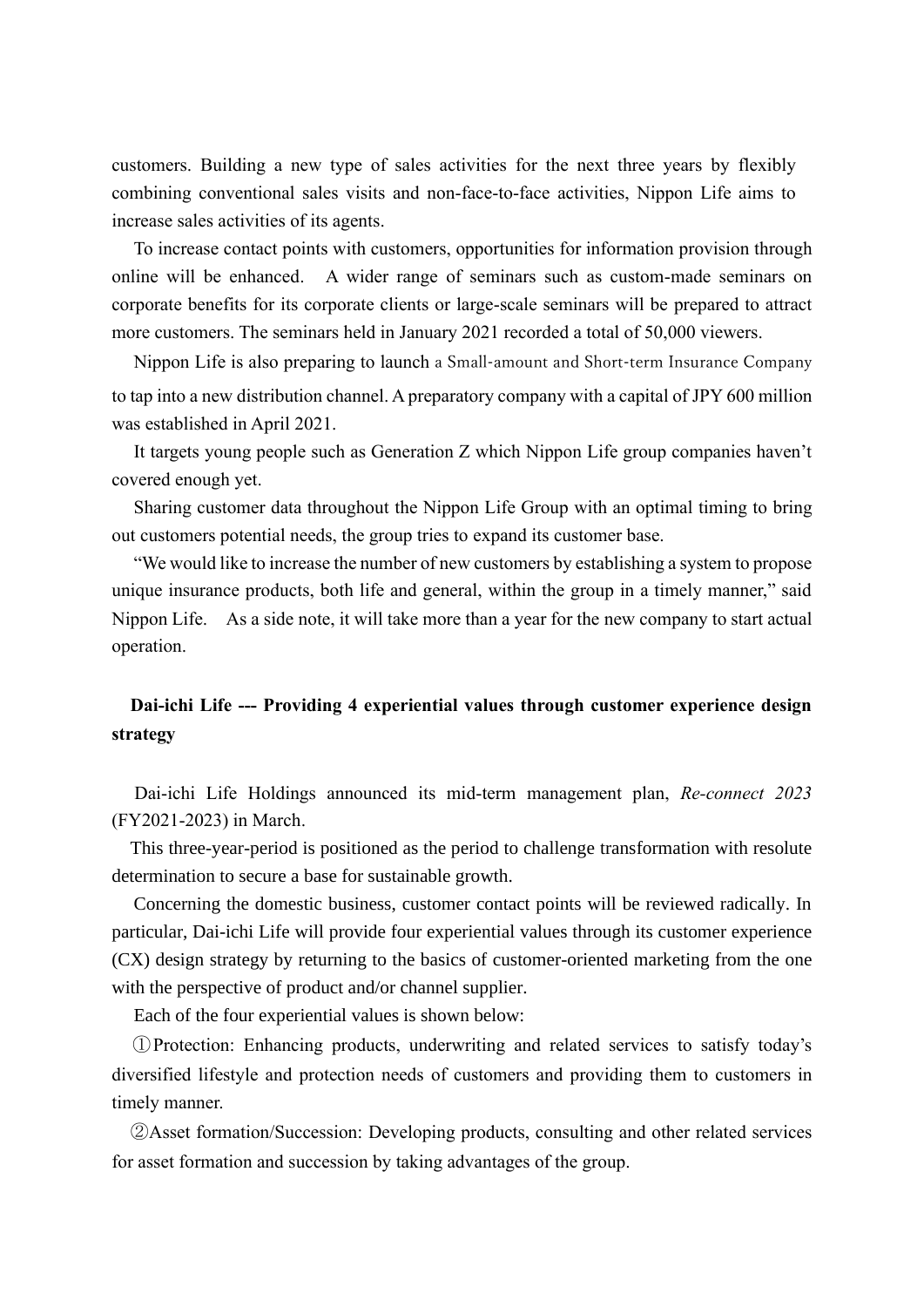customers. Building a new type of sales activities for the next three years by flexibly combining conventional sales visits and non-face-to-face activities, Nippon Life aims to increase sales activities of its agents.

To increase contact points with customers, opportunities for information provision through online will be enhanced. A wider range of seminars such as custom-made seminars on corporate benefits for its corporate clients or large-scale seminars will be prepared to attract more customers. The seminars held in January 2021 recorded a total of 50,000 viewers.

Nippon Life is also preparing to launch a Small-amount and Short-term Insurance Company to tap into a new distribution channel. A preparatory company with a capital of JPY 600 million was established in April 2021.

It targets young people such as Generation Z which Nippon Life group companies haven't covered enough yet.

Sharing customer data throughout the Nippon Life Group with an optimal timing to bring out customers potential needs, the group tries to expand its customer base.

"We would like to increase the number of new customers by establishing a system to propose unique insurance products, both life and general, within the group in a timely manner," said Nippon Life. As a side note, it will take more than a year for the new company to start actual operation.

## Dai-ichi Life --- Providing 4 experiential values through customer experience design strategy

Dai-ichi Life Holdings announced its mid-term management plan, *Re-connect 2023* (FY2021-2023) in March.

This three-year-period is positioned as the period to challenge transformation with resolute determination to secure a base for sustainable growth.

Concerning the domestic business, customer contact points will be reviewed radically. In particular, Dai-ichi Life will provide four experiential values through its customer experience (CX) design strategy by returning to the basics of customer-oriented marketing from the one with the perspective of product and/or channel supplier.

Each of the four experiential values is shown below:

①Protection: Enhancing products, underwriting and related services to satisfy today's diversified lifestyle and protection needs of customers and providing them to customers in timely manner.

②Asset formation/Succession: Developing products, consulting and other related services for asset formation and succession by taking advantages of the group.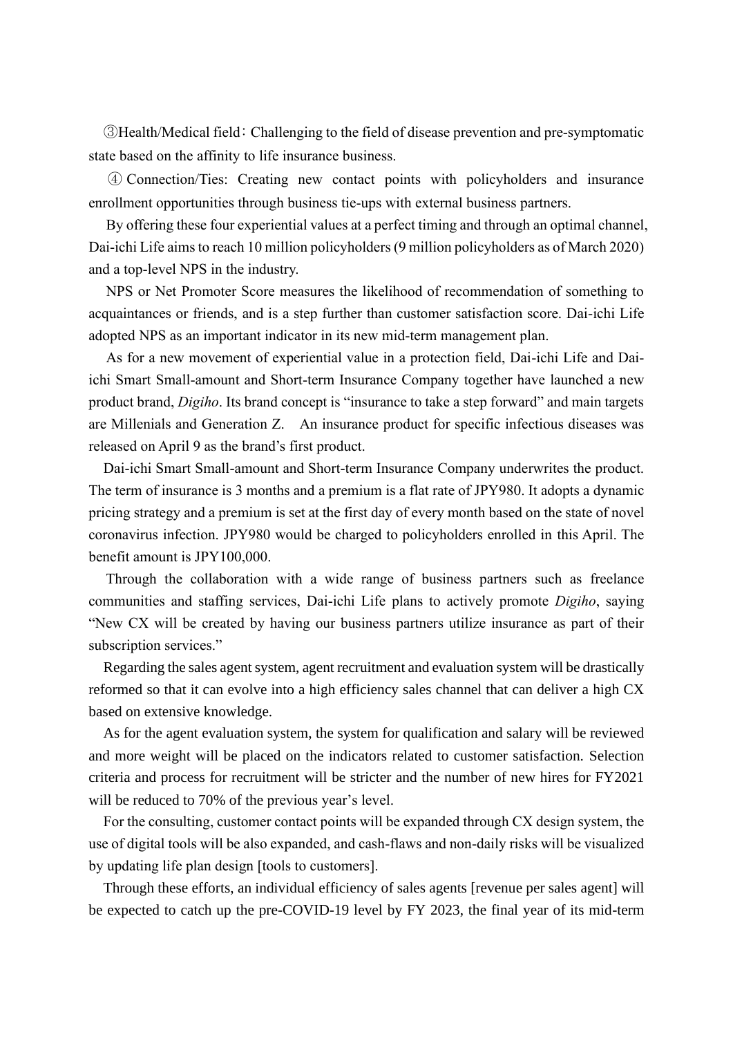③Health/Medical field：Challenging to the field of disease prevention and pre-symptomatic state based on the affinity to life insurance business.

④ Connection/Ties: Creating new contact points with policyholders and insurance enrollment opportunities through business tie-ups with external business partners.

By offering these four experiential values at a perfect timing and through an optimal channel, Dai-ichi Life aims to reach 10 million policyholders (9 million policyholders as of March 2020) and a top-level NPS in the industry.

NPS or Net Promoter Score measures the likelihood of recommendation of something to acquaintances or friends, and is a step further than customer satisfaction score. Dai-ichi Life adopted NPS as an important indicator in its new mid-term management plan.

As for a new movement of experiential value in a protection field, Dai-ichi Life and Dai-ichi Smart Small-amount and Short-term Insurance Company together have launched a new product brand, *Digiho*. Its brand concept is "insurance to take a step forward" and main targets are Millenials and Generation Z. An insurance product for specific infectious diseases was released on April 9 as the brand's first product.

Dai-ichi Smart Small-amount and Short-term Insurance Company underwrites the product. The term of insurance is 3 months and a premium is a flat rate of JPY980. It adopts a dynamic pricing strategy and a premium is set at the first day of every month based on the state of novel coronavirus infection. JPY980 would be charged to policyholders enrolled in this April. The benefit amount is JPY100,000.

Through the collaboration with a wide range of business partners such as freelance communities and staffing services, Dai-ichi Life plans to actively promote *Digiho*, saying "New CX will be created by having our business partners utilize insurance as part of their subscription services."

Regarding the sales agent system, agent recruitment and evaluation system will be drastically reformed so that it can evolve into a high efficiency sales channel that can deliver a high CX based on extensive knowledge.

As for the agent evaluation system, the system for qualification and salary will be reviewed and more weight will be placed on the indicators related to customer satisfaction. Selection criteria and process for recruitment will be stricter and the number of new hires for FY2021 will be reduced to 70% of the previous year's level.

For the consulting, customer contact points will be expanded through CX design system, the use of digital tools will be also expanded, and cash-flaws and non-daily risks will be visualized by updating life plan design [tools to customers].

Through these efforts, an individual efficiency of sales agents [revenue per sales agent] will be expected to catch up the pre-COVID-19 level by FY 2023, the final year of its mid-term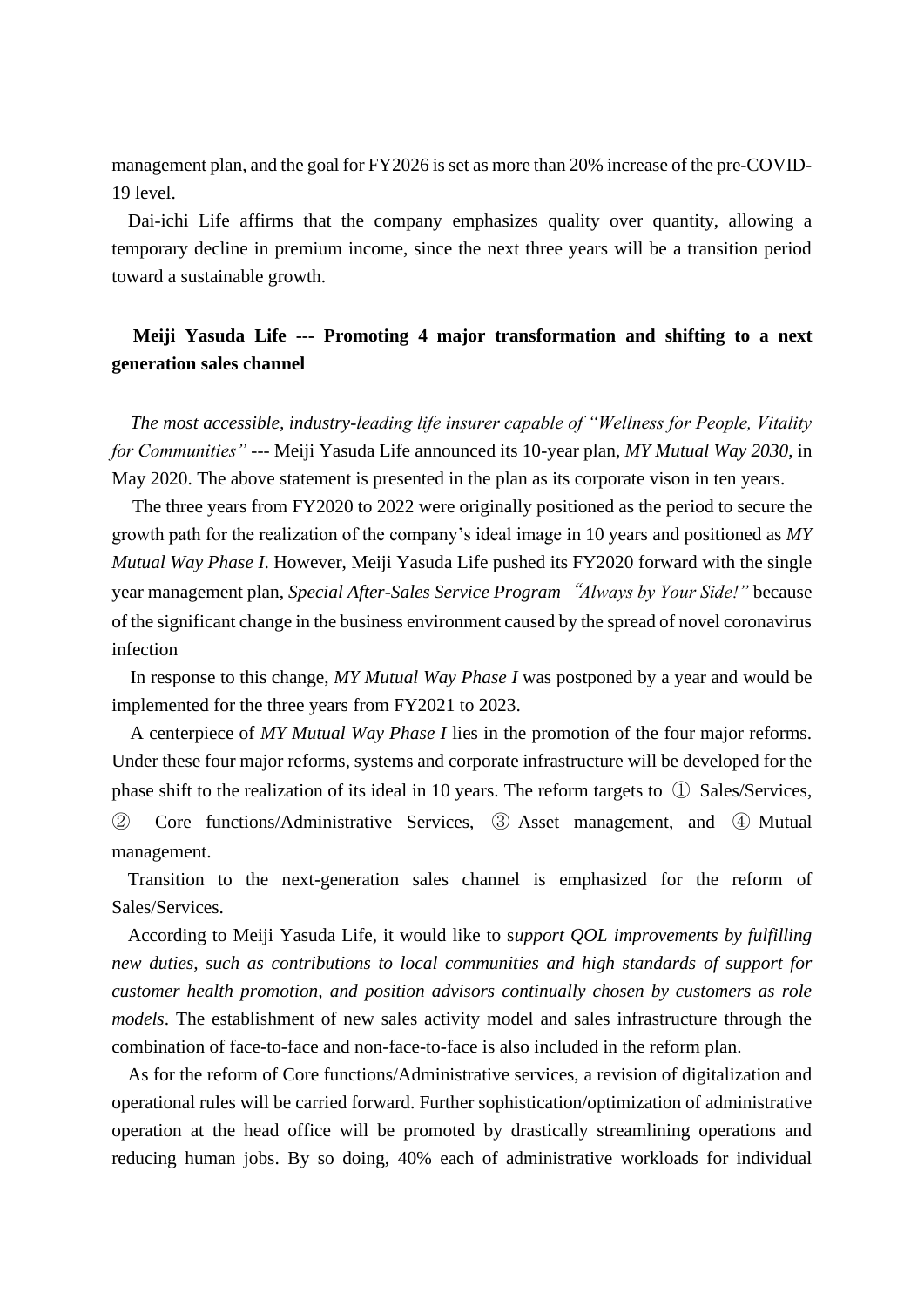management plan, and the goal for FY2026 is set as more than 20% increase of the pre-COVID-19 level.

Dai-ichi Life affirms that the company emphasizes quality over quantity, allowing a temporary decline in premium income, since the next three years will be a transition period toward a sustainable growth.

**Meiji Yasuda Life --- Promoting 4 major transformation and shifting to a next generation sales channel**

*The most accessible, industry-leading life insurer capable of "Wellness for People, Vitality for Communities"* --- Meiji Yasuda Life announced its 10-year plan, *MY Mutual Way 2030*, in May 2020. The above statement is presented in the plan as its corporate vison in ten years.

The three years from FY2020 to 2022 were originally positioned as the period to secure the growth path for the realization of the company's ideal image in 10 years and positioned as *MY Mutual Way Phase I*. However, Meiji Yasuda Life pushed its FY2020 forward with the single year management plan, *Special After-Sales Service Program "Always by Your Side!"* because of the significant change in the business environment caused by the spread of novel coronavirus infection

In response to this change, *MY Mutual Way Phase I* was postponed by a year and would be implemented for the three years from FY2021 to 2023.

A centerpiece of *MY Mutual Way Phase I* lies in the promotion of the four major reforms. Under these four major reforms, systems and corporate infrastructure will be developed for the phase shift to the realization of its ideal in 10 years. The reform targets to ① Sales/Services, ② Core functions/Administrative Services, ③ Asset management, and ④ Mutual management.

Transition to the next-generation sales channel is emphasized for the reform of Sales/Services.

According to Meiji Yasuda Life, it would like to s*upport QOL improvements by fulfilling new duties, such as contributions to local communities and high standards of support for customer health promotion, and position advisors continually chosen by customers as role models*. The establishment of new sales activity model and sales infrastructure through the combination of face-to-face and non-face-to-face is also included in the reform plan.

As for the reform of Core functions/Administrative services, a revision of digitalization and operational rules will be carried forward. Further sophistication/optimization of administrative operation at the head office will be promoted by drastically streamlining operations and reducing human jobs. By so doing, 40% each of administrative workloads for individual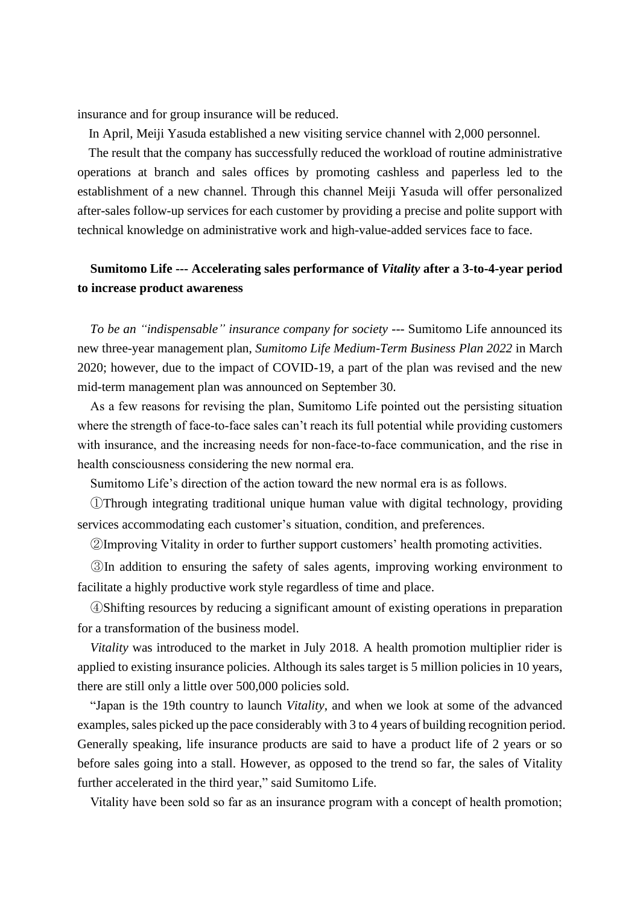insurance and for group insurance will be reduced.

In April, Meiji Yasuda established a new visiting service channel with 2,000 personnel.

The result that the company has successfully reduced the workload of routine administrative operations at branch and sales offices by promoting cashless and paperless led to the establishment of a new channel. Through this channel Meiji Yasuda will offer personalized after-sales follow-up services for each customer by providing a precise and polite support with technical knowledge on administrative work and high-value-added services face to face.

**Sumitomo Life --- Accelerating sales performance of *Vitality* after a 3-to-4-year period to increase product awareness**

*To be an "indispensable" insurance company for society* --- Sumitomo Life announced its new three-year management plan, *Sumitomo Life Medium-Term Business Plan 2022* in March 2020; however, due to the impact of COVID-19, a part of the plan was revised and the new mid-term management plan was announced on September 30.

As a few reasons for revising the plan, Sumitomo Life pointed out the persisting situation where the strength of face-to-face sales can't reach its full potential while providing customers with insurance, and the increasing needs for non-face-to-face communication, and the rise in health consciousness considering the new normal era.

Sumitomo Life's direction of the action toward the new normal era is as follows.

①Through integrating traditional unique human value with digital technology, providing services accommodating each customer's situation, condition, and preferences.

②Improving Vitality in order to further support customers' health promoting activities.

③In addition to ensuring the safety of sales agents, improving working environment to facilitate a highly productive work style regardless of time and place.

④Shifting resources by reducing a significant amount of existing operations in preparation for a transformation of the business model.

*Vitality* was introduced to the market in July 2018. A health promotion multiplier rider is applied to existing insurance policies. Although its sales target is 5 million policies in 10 years, there are still only a little over 500,000 policies sold.

"Japan is the 19th country to launch *Vitality*, and when we look at some of the advanced examples, sales picked up the pace considerably with 3 to 4 years of building recognition period. Generally speaking, life insurance products are said to have a product life of 2 years or so before sales going into a stall. However, as opposed to the trend so far, the sales of Vitality further accelerated in the third year," said Sumitomo Life.

Vitality have been sold so far as an insurance program with a concept of health promotion;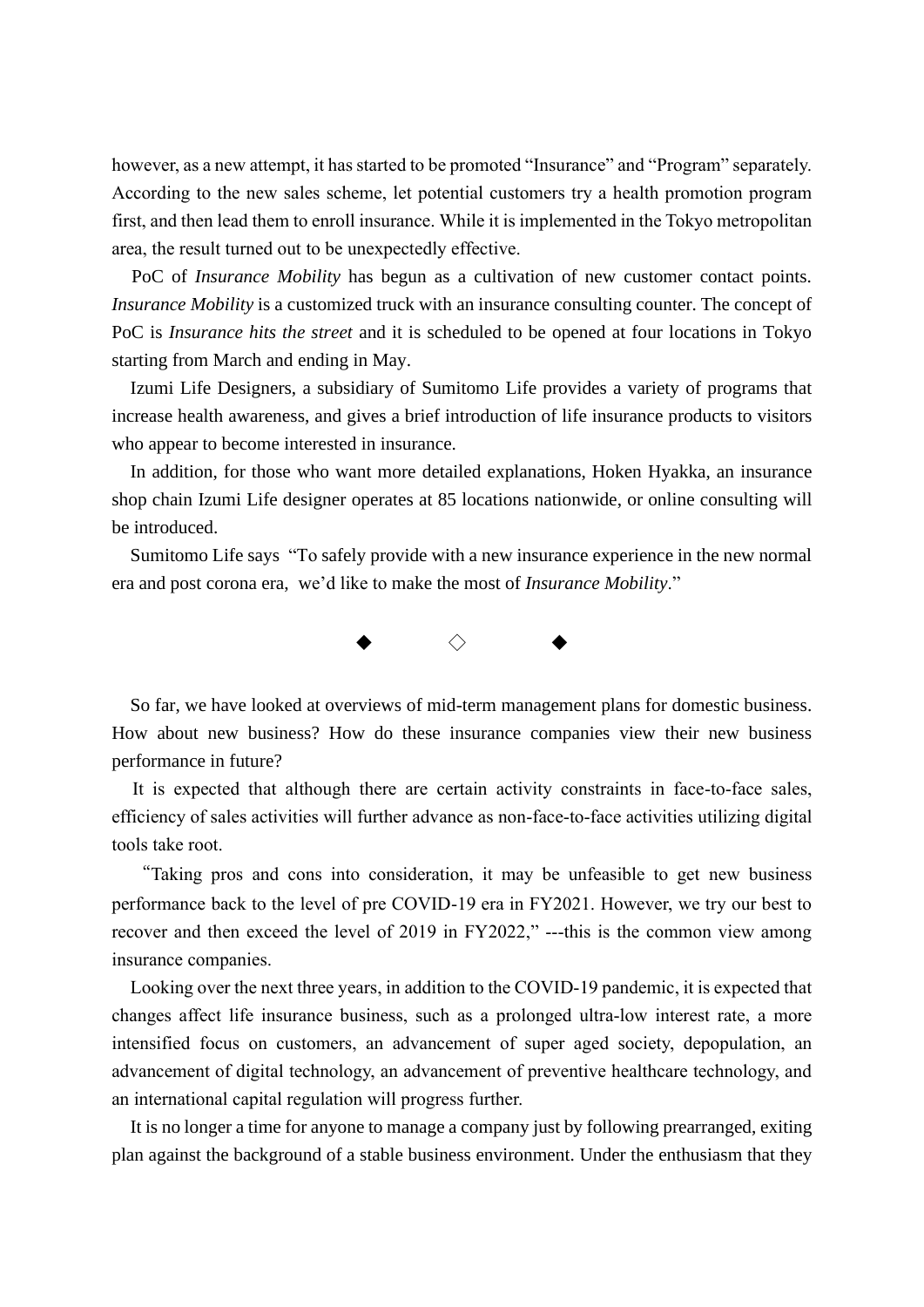however, as a new attempt, it has started to be promoted "Insurance" and "Program" separately. According to the new sales scheme, let potential customers try a health promotion program first, and then lead them to enroll insurance. While it is implemented in the Tokyo metropolitan area, the result turned out to be unexpectedly effective.

PoC of *Insurance Mobility* has begun as a cultivation of new customer contact points. *Insurance Mobility* is a customized truck with an insurance consulting counter. The concept of PoC is *Insurance hits the street* and it is scheduled to be opened at four locations in Tokyo starting from March and ending in May.

Izumi Life Designers, a subsidiary of Sumitomo Life provides a variety of programs that increase health awareness, and gives a brief introduction of life insurance products to visitors who appear to become interested in insurance.

In addition, for those who want more detailed explanations, Hoken Hyakka, an insurance shop chain Izumi Life designer operates at 85 locations nationwide, or online consulting will be introduced.

Sumitomo Life says "To safely provide with a new insurance experience in the new normal era and post corona era, we'd like to make the most of *Insurance Mobility*."

◆ ◇ ◆

So far, we have looked at overviews of mid-term management plans for domestic business. How about new business? How do these insurance companies view their new business performance in future?

It is expected that although there are certain activity constraints in face-to-face sales, efficiency of sales activities will further advance as non-face-to-face activities utilizing digital tools take root.

"Taking pros and cons into consideration, it may be unfeasible to get new business performance back to the level of pre COVID-19 era in FY2021. However, we try our best to recover and then exceed the level of 2019 in FY2022," ---this is the common view among insurance companies.

Looking over the next three years, in addition to the COVID-19 pandemic, it is expected that changes affect life insurance business, such as a prolonged ultra-low interest rate, a more intensified focus on customers, an advancement of super aged society, depopulation, an advancement of digital technology, an advancement of preventive healthcare technology, and an international capital regulation will progress further.

It is no longer a time for anyone to manage a company just by following prearranged, exiting plan against the background of a stable business environment. Under the enthusiasm that they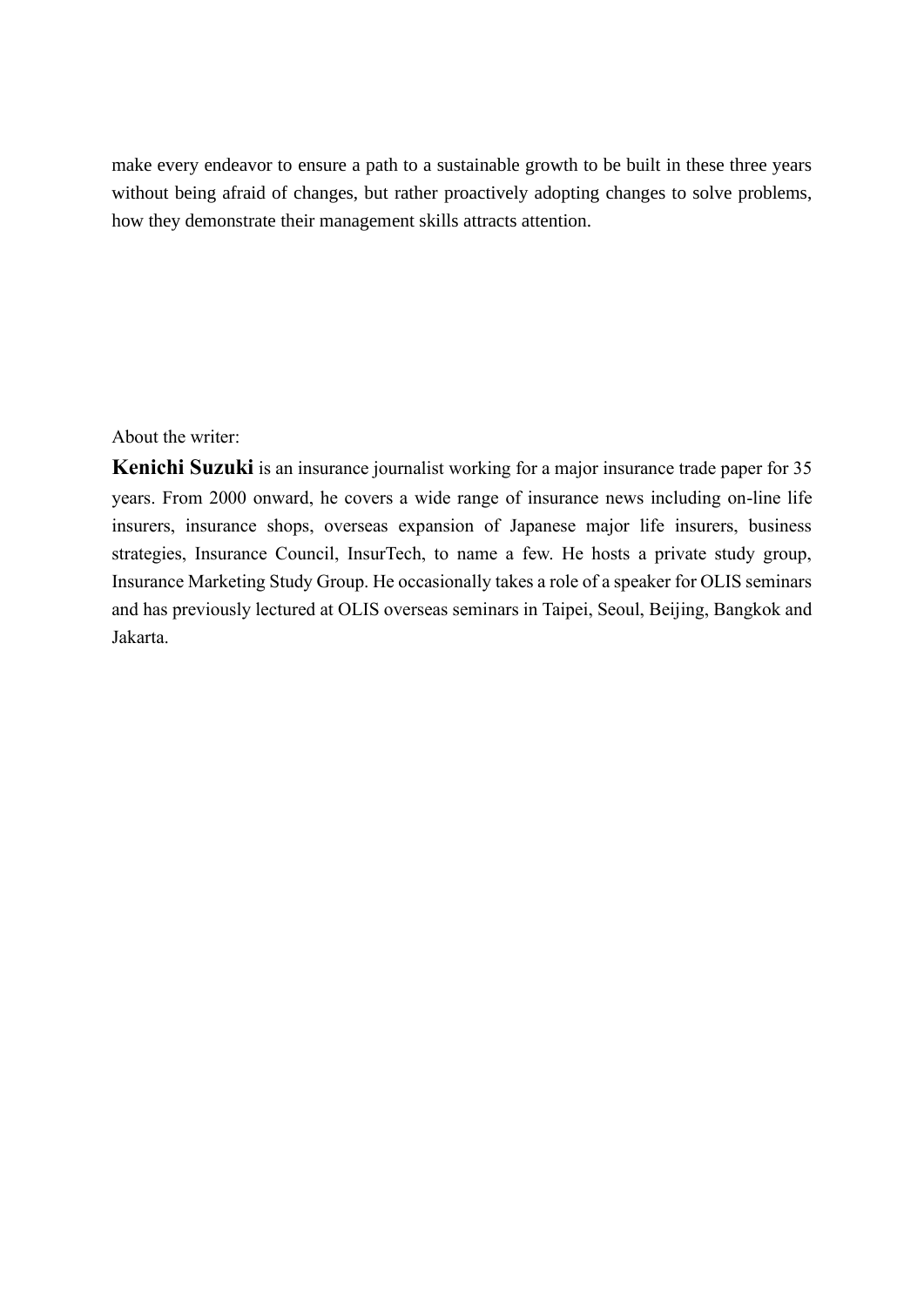make every endeavor to ensure a path to a sustainable growth to be built in these three years without being afraid of changes, but rather proactively adopting changes to solve problems, how they demonstrate their management skills attracts attention.

About the writer:

**Kenichi Suzuki** is an insurance journalist working for a major insurance trade paper for 35 years. From 2000 onward, he covers a wide range of insurance news including on-line life insurers, insurance shops, overseas expansion of Japanese major life insurers, business strategies, Insurance Council, InsurTech, to name a few. He hosts a private study group, Insurance Marketing Study Group. He occasionally takes a role of a speaker for OLIS seminars and has previously lectured at OLIS overseas seminars in Taipei, Seoul, Beijing, Bangkok and Jakarta.